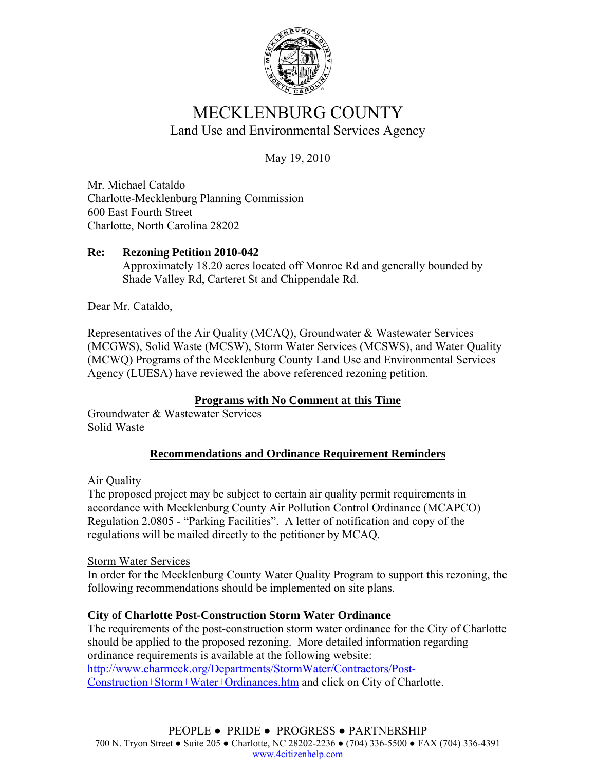# MECKLENBURG COUNTY

Land Use and Environmental Services Agency

May 19, 2010

Mr. Michael Cataldo
Charlotte-Mecklenburg Planning Commission
600 East Fourth Street
Charlotte, North Carolina 28202

**Re: Rezoning Petition 2010-042**
Approximately 18.20 acres located off Monroe Rd and generally bounded by Shade Valley Rd, Carteret St and Chippendale Rd.

Dear Mr. Cataldo,

Representatives of the Air Quality (MCAQ), Groundwater & Wastewater Services (MCGWS), Solid Waste (MCSW), Storm Water Services (MCSWS), and Water Quality (MCWQ) Programs of the Mecklenburg County Land Use and Environmental Services Agency (LUESA) have reviewed the above referenced rezoning petition.

## Programs with No Comment at this Time

Groundwater & Wastewater Services
Solid Waste

## Recommendations and Ordinance Requirement Reminders

### Air Quality

The proposed project may be subject to certain air quality permit requirements in accordance with Mecklenburg County Air Pollution Control Ordinance (MCAPCO) Regulation 2.0805 - "Parking Facilities". A letter of notification and copy of the regulations will be mailed directly to the petitioner by MCAQ.

### Storm Water Services

In order for the Mecklenburg County Water Quality Program to support this rezoning, the following recommendations should be implemented on site plans.

**City of Charlotte Post-Construction Storm Water Ordinance**

The requirements of the post-construction storm water ordinance for the City of Charlotte should be applied to the proposed rezoning. More detailed information regarding ordinance requirements is available at the following website: http://www.charmeck.org/Departments/StormWater/Contractors/Post-Construction+Storm+Water+Ordinances.htm and click on City of Charlotte.

PEOPLE ● PRIDE ● PROGRESS ● PARTNERSHIP
700 N. Tryon Street ● Suite 205 ● Charlotte, NC 28202-2236 ● (704) 336-5500 ● FAX (704) 336-4391
www.4citizenhelp.com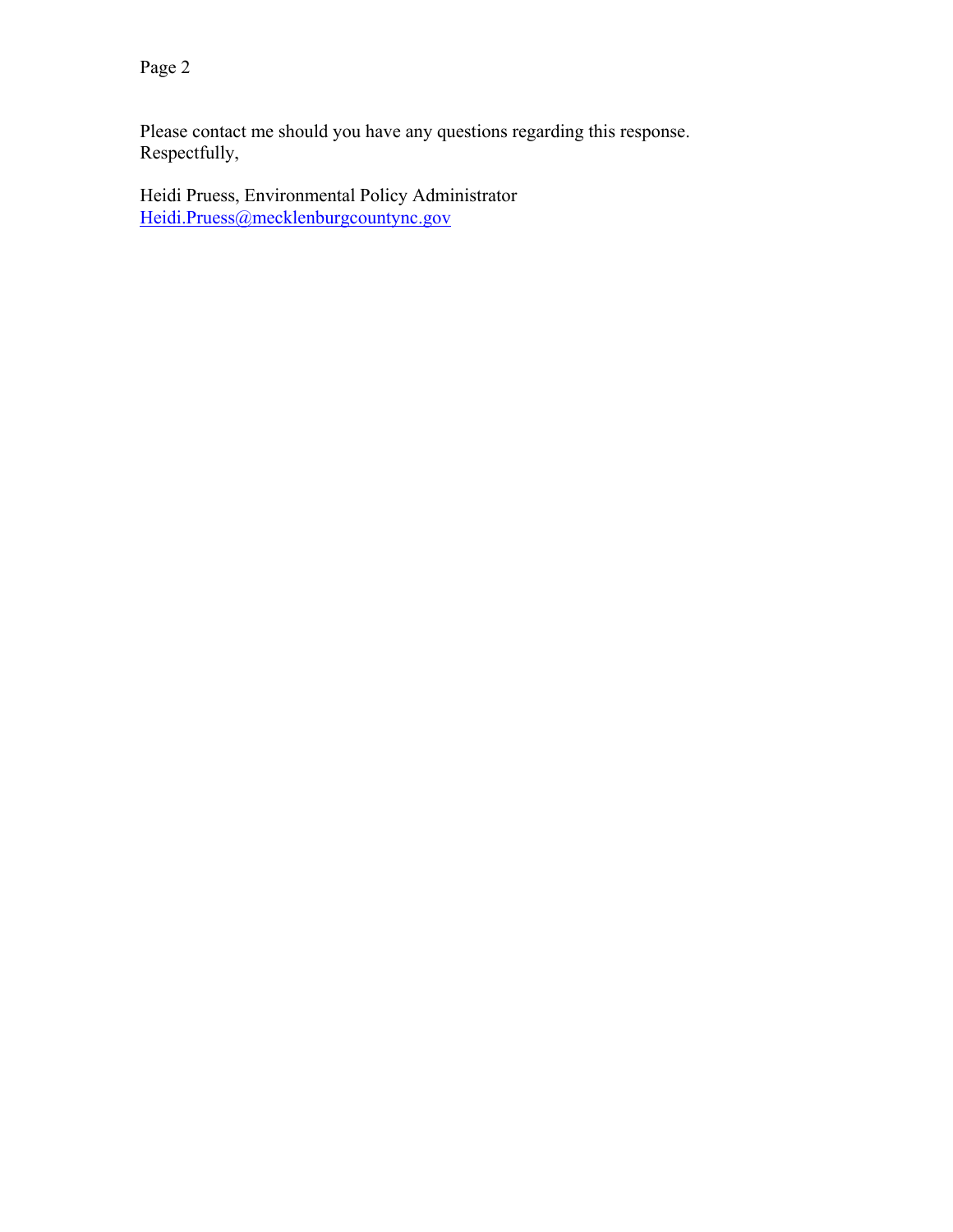Please contact me should you have any questions regarding this response.
Respectfully,

Heidi Pruess, Environmental Policy Administrator
Heidi.Pruess@mecklenburgcountync.gov